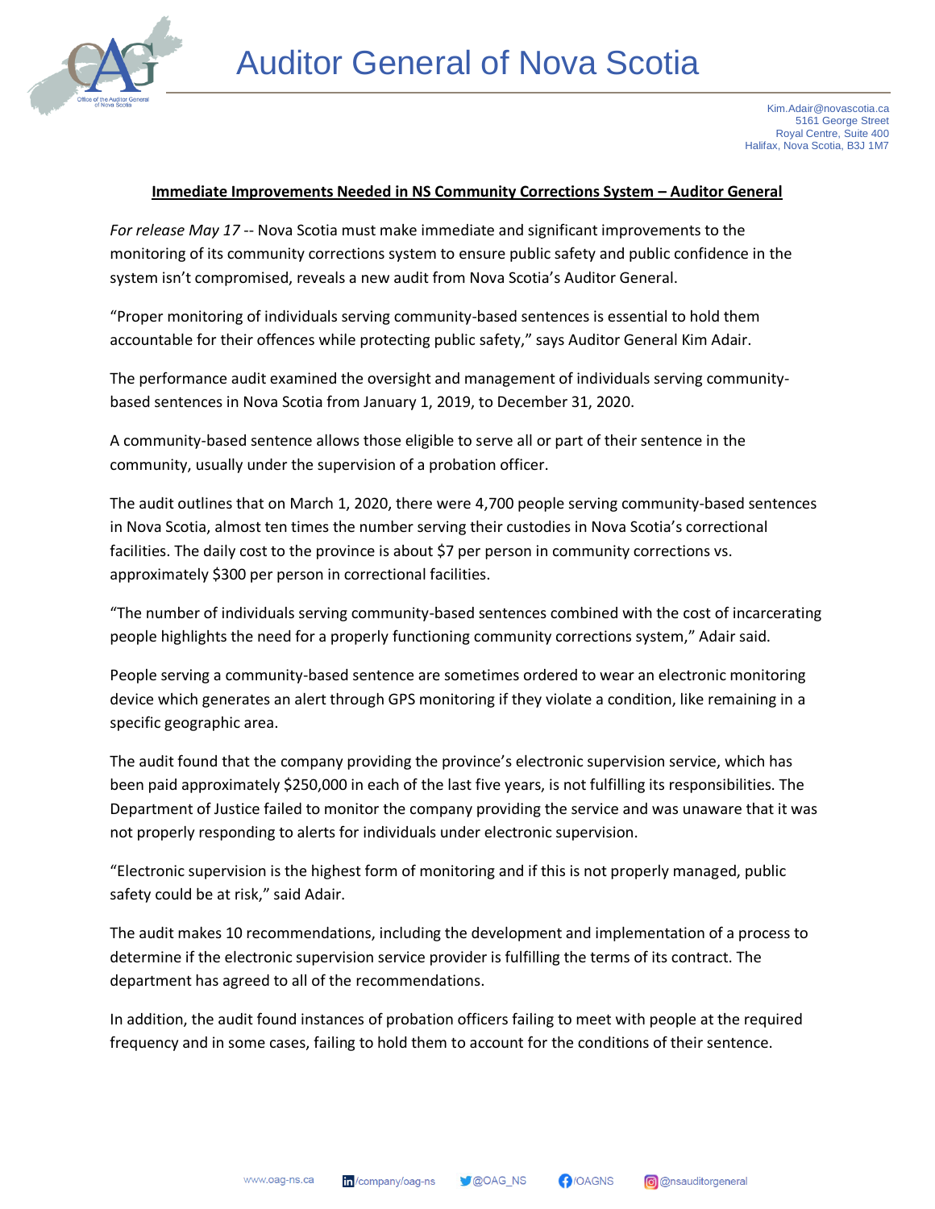# Auditor General of Nova Scotia

Kim.Adair@novascotia.ca
5161 George Street
Royal Centre, Suite 400
Halifax, Nova Scotia, B3J 1M7

**Immediate Improvements Needed in NS Community Corrections System – Auditor General**

*For release May 17* -- Nova Scotia must make immediate and significant improvements to the monitoring of its community corrections system to ensure public safety and public confidence in the system isn't compromised, reveals a new audit from Nova Scotia's Auditor General.

"Proper monitoring of individuals serving community-based sentences is essential to hold them accountable for their offences while protecting public safety," says Auditor General Kim Adair.

The performance audit examined the oversight and management of individuals serving community-based sentences in Nova Scotia from January 1, 2019, to December 31, 2020.

A community-based sentence allows those eligible to serve all or part of their sentence in the community, usually under the supervision of a probation officer.

The audit outlines that on March 1, 2020, there were 4,700 people serving community-based sentences in Nova Scotia, almost ten times the number serving their custodies in Nova Scotia's correctional facilities. The daily cost to the province is about $7 per person in community corrections vs. approximately $300 per person in correctional facilities.

"The number of individuals serving community-based sentences combined with the cost of incarcerating people highlights the need for a properly functioning community corrections system," Adair said.

People serving a community-based sentence are sometimes ordered to wear an electronic monitoring device which generates an alert through GPS monitoring if they violate a condition, like remaining in a specific geographic area.

The audit found that the company providing the province's electronic supervision service, which has been paid approximately $250,000 in each of the last five years, is not fulfilling its responsibilities. The Department of Justice failed to monitor the company providing the service and was unaware that it was not properly responding to alerts for individuals under electronic supervision.

"Electronic supervision is the highest form of monitoring and if this is not properly managed, public safety could be at risk," said Adair.

The audit makes 10 recommendations, including the development and implementation of a process to determine if the electronic supervision service provider is fulfilling the terms of its contract. The department has agreed to all of the recommendations.

In addition, the audit found instances of probation officers failing to meet with people at the required frequency and in some cases, failing to hold them to account for the conditions of their sentence.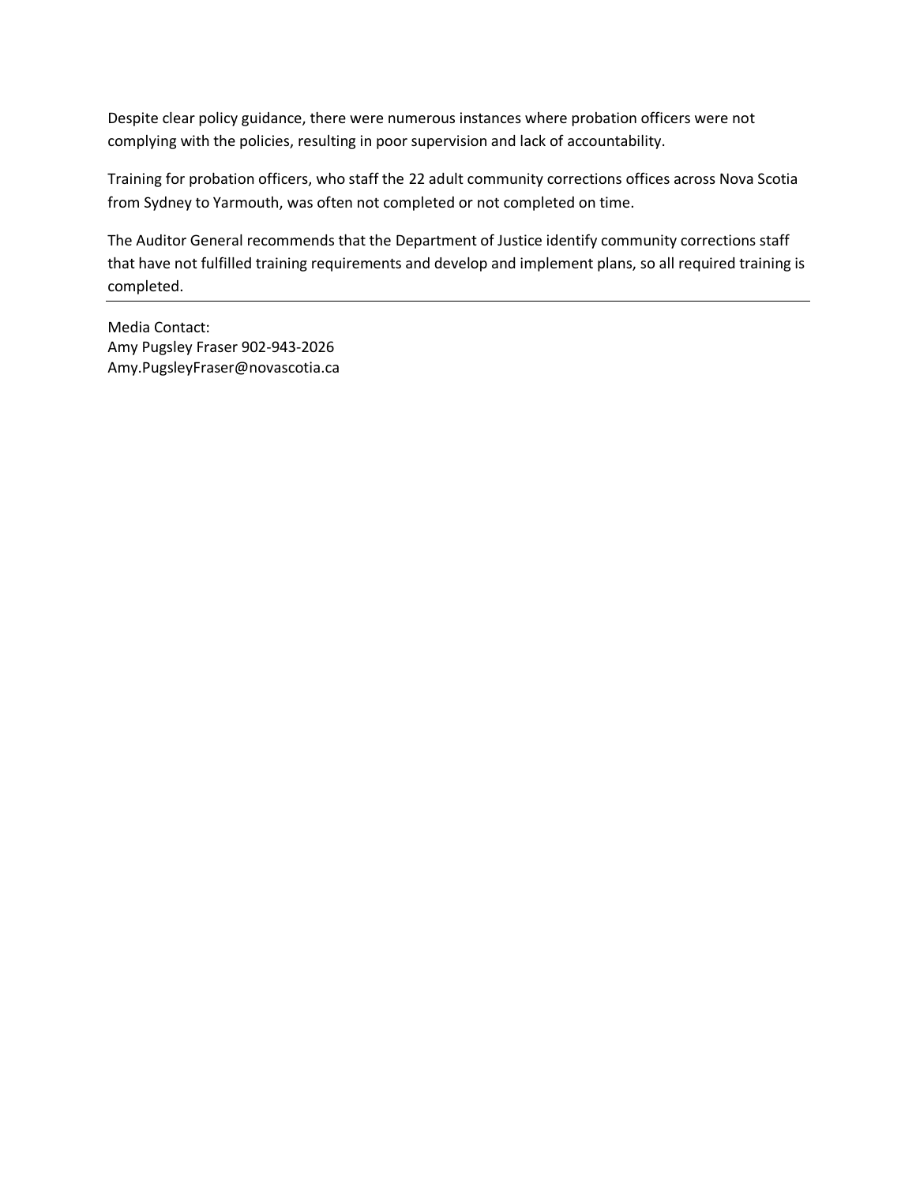Despite clear policy guidance, there were numerous instances where probation officers were not complying with the policies, resulting in poor supervision and lack of accountability.

Training for probation officers, who staff the 22 adult community corrections offices across Nova Scotia from Sydney to Yarmouth, was often not completed or not completed on time.

The Auditor General recommends that the Department of Justice identify community corrections staff that have not fulfilled training requirements and develop and implement plans, so all required training is completed.

---

Media Contact:
Amy Pugsley Fraser 902-943-2026
Amy.PugsleyFraser@novascotia.ca